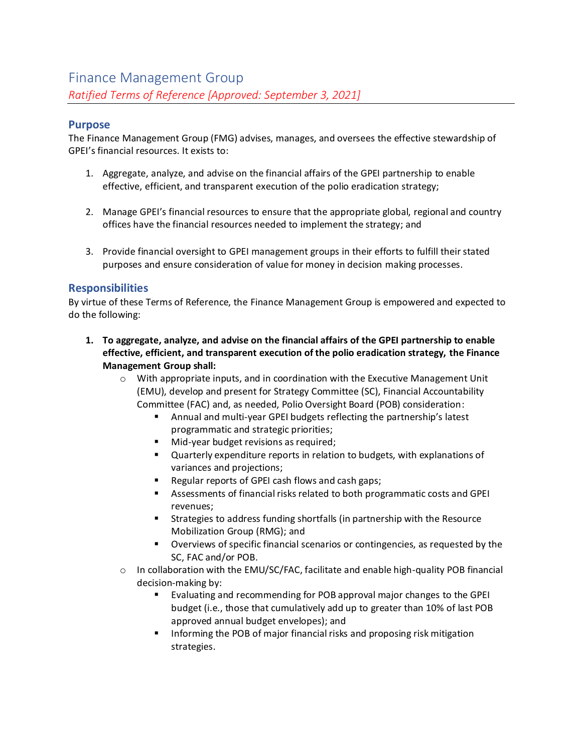# Finance Management Group

*Ratified Terms of Reference [Approved: September 3, 2021]*

## Purpose

The Finance Management Group (FMG) advises, manages, and oversees the effective stewardship of GPEI's financial resources. It exists to:

1. Aggregate, analyze, and advise on the financial affairs of the GPEI partnership to enable effective, efficient, and transparent execution of the polio eradication strategy;

2. Manage GPEI's financial resources to ensure that the appropriate global, regional and country offices have the financial resources needed to implement the strategy; and

3. Provide financial oversight to GPEI management groups in their efforts to fulfill their stated purposes and ensure consideration of value for money in decision making processes.

## Responsibilities

By virtue of these Terms of Reference, the Finance Management Group is empowered and expected to do the following:

1. **To aggregate, analyze, and advise on the financial affairs of the GPEI partnership to enable effective, efficient, and transparent execution of the polio eradication strategy, the Finance Management Group shall:**
   - With appropriate inputs, and in coordination with the Executive Management Unit (EMU), develop and present for Strategy Committee (SC), Financial Accountability Committee (FAC) and, as needed, Polio Oversight Board (POB) consideration:
     - Annual and multi-year GPEI budgets reflecting the partnership's latest programmatic and strategic priorities;
     - Mid-year budget revisions as required;
     - Quarterly expenditure reports in relation to budgets, with explanations of variances and projections;
     - Regular reports of GPEI cash flows and cash gaps;
     - Assessments of financial risks related to both programmatic costs and GPEI revenues;
     - Strategies to address funding shortfalls (in partnership with the Resource Mobilization Group (RMG); and
     - Overviews of specific financial scenarios or contingencies, as requested by the SC, FAC and/or POB.
   - In collaboration with the EMU/SC/FAC, facilitate and enable high-quality POB financial decision-making by:
     - Evaluating and recommending for POB approval major changes to the GPEI budget (i.e., those that cumulatively add up to greater than 10% of last POB approved annual budget envelopes); and
     - Informing the POB of major financial risks and proposing risk mitigation strategies.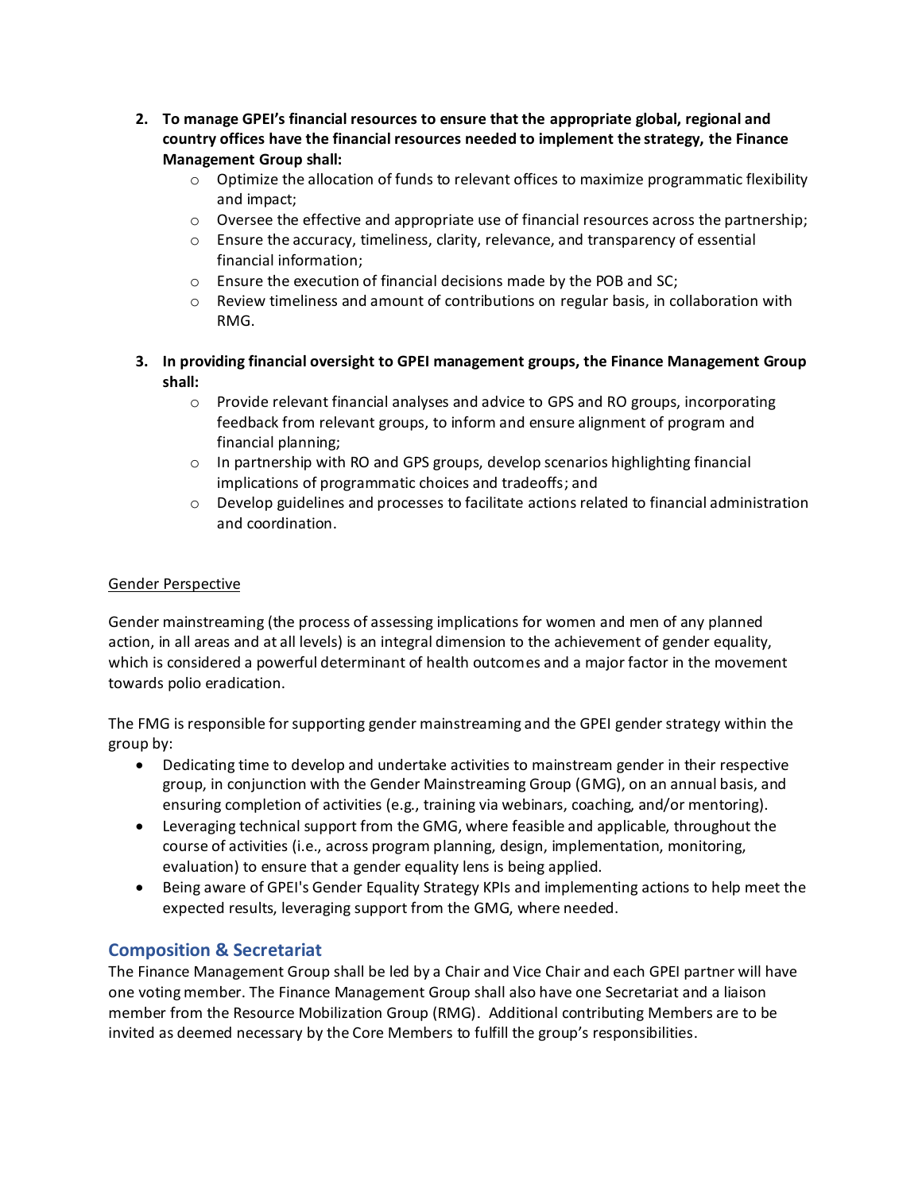2. **To manage GPEI's financial resources to ensure that the appropriate global, regional and country offices have the financial resources needed to implement the strategy, the Finance Management Group shall:**
    - Optimize the allocation of funds to relevant offices to maximize programmatic flexibility and impact;
    - Oversee the effective and appropriate use of financial resources across the partnership;
    - Ensure the accuracy, timeliness, clarity, relevance, and transparency of essential financial information;
    - Ensure the execution of financial decisions made by the POB and SC;
    - Review timeliness and amount of contributions on regular basis, in collaboration with RMG.

3. **In providing financial oversight to GPEI management groups, the Finance Management Group shall:**
    - Provide relevant financial analyses and advice to GPS and RO groups, incorporating feedback from relevant groups, to inform and ensure alignment of program and financial planning;
    - In partnership with RO and GPS groups, develop scenarios highlighting financial implications of programmatic choices and tradeoffs; and
    - Develop guidelines and processes to facilitate actions related to financial administration and coordination.

<u>Gender Perspective</u>

Gender mainstreaming (the process of assessing implications for women and men of any planned action, in all areas and at all levels) is an integral dimension to the achievement of gender equality, which is considered a powerful determinant of health outcomes and a major factor in the movement towards polio eradication.

The FMG is responsible for supporting gender mainstreaming and the GPEI gender strategy within the group by:

- Dedicating time to develop and undertake activities to mainstream gender in their respective group, in conjunction with the Gender Mainstreaming Group (GMG), on an annual basis, and ensuring completion of activities (e.g., training via webinars, coaching, and/or mentoring).
- Leveraging technical support from the GMG, where feasible and applicable, throughout the course of activities (i.e., across program planning, design, implementation, monitoring, evaluation) to ensure that a gender equality lens is being applied.
- Being aware of GPEI's Gender Equality Strategy KPIs and implementing actions to help meet the expected results, leveraging support from the GMG, where needed.

## Composition & Secretariat

The Finance Management Group shall be led by a Chair and Vice Chair and each GPEI partner will have one voting member. The Finance Management Group shall also have one Secretariat and a liaison member from the Resource Mobilization Group (RMG). Additional contributing Members are to be invited as deemed necessary by the Core Members to fulfill the group's responsibilities.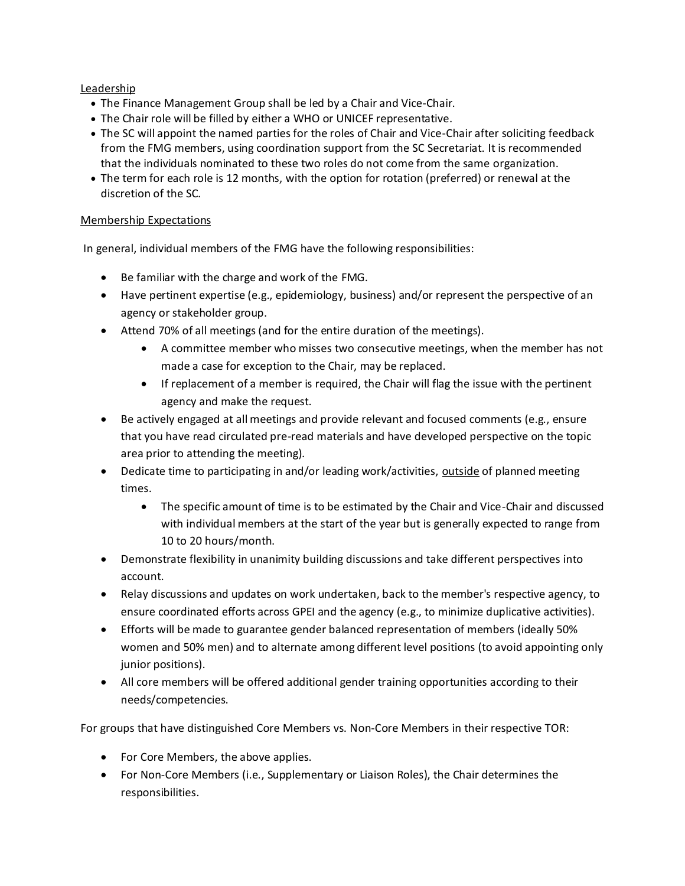Leadership

- The Finance Management Group shall be led by a Chair and Vice-Chair.
- The Chair role will be filled by either a WHO or UNICEF representative.
- The SC will appoint the named parties for the roles of Chair and Vice-Chair after soliciting feedback from the FMG members, using coordination support from the SC Secretariat. It is recommended that the individuals nominated to these two roles do not come from the same organization.
- The term for each role is 12 months, with the option for rotation (preferred) or renewal at the discretion of the SC.

Membership Expectations

In general, individual members of the FMG have the following responsibilities:

- Be familiar with the charge and work of the FMG.
- Have pertinent expertise (e.g., epidemiology, business) and/or represent the perspective of an agency or stakeholder group.
- Attend 70% of all meetings (and for the entire duration of the meetings).
    - A committee member who misses two consecutive meetings, when the member has not made a case for exception to the Chair, may be replaced.
    - If replacement of a member is required, the Chair will flag the issue with the pertinent agency and make the request.
- Be actively engaged at all meetings and provide relevant and focused comments (e.g., ensure that you have read circulated pre-read materials and have developed perspective on the topic area prior to attending the meeting).
- Dedicate time to participating in and/or leading work/activities, outside of planned meeting times.
    - The specific amount of time is to be estimated by the Chair and Vice-Chair and discussed with individual members at the start of the year but is generally expected to range from 10 to 20 hours/month.
- Demonstrate flexibility in unanimity building discussions and take different perspectives into account.
- Relay discussions and updates on work undertaken, back to the member's respective agency, to ensure coordinated efforts across GPEI and the agency (e.g., to minimize duplicative activities).
- Efforts will be made to guarantee gender balanced representation of members (ideally 50% women and 50% men) and to alternate among different level positions (to avoid appointing only junior positions).
- All core members will be offered additional gender training opportunities according to their needs/competencies.

For groups that have distinguished Core Members vs. Non-Core Members in their respective TOR:

- For Core Members, the above applies.
- For Non-Core Members (i.e., Supplementary or Liaison Roles), the Chair determines the responsibilities.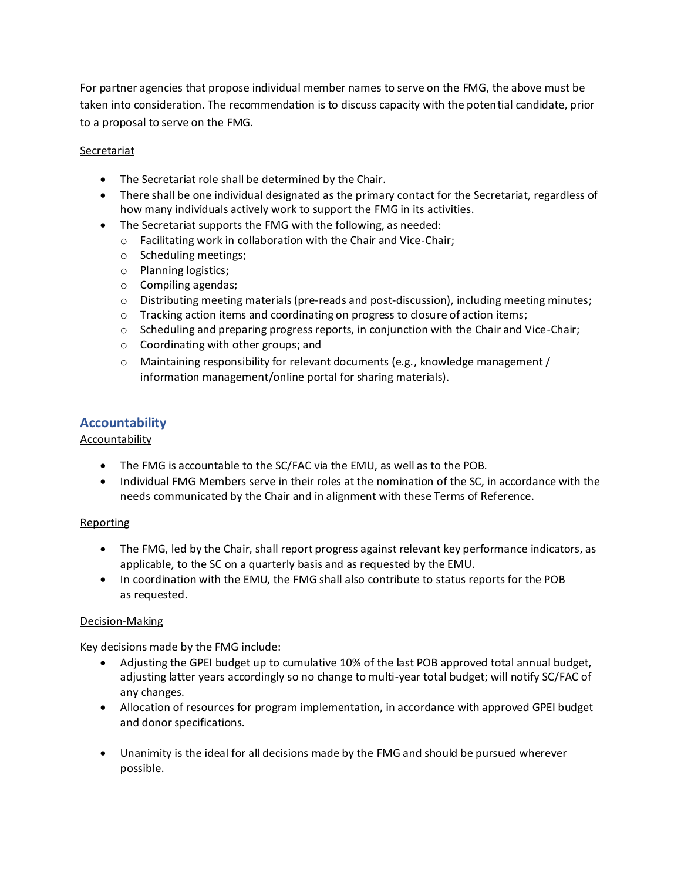For partner agencies that propose individual member names to serve on the FMG, the above must be taken into consideration. The recommendation is to discuss capacity with the potential candidate, prior to a proposal to serve on the FMG.

Secretariat

- The Secretariat role shall be determined by the Chair.
- There shall be one individual designated as the primary contact for the Secretariat, regardless of how many individuals actively work to support the FMG in its activities.
- The Secretariat supports the FMG with the following, as needed:
  - Facilitating work in collaboration with the Chair and Vice-Chair;
  - Scheduling meetings;
  - Planning logistics;
  - Compiling agendas;
  - Distributing meeting materials (pre-reads and post-discussion), including meeting minutes;
  - Tracking action items and coordinating on progress to closure of action items;
  - Scheduling and preparing progress reports, in conjunction with the Chair and Vice-Chair;
  - Coordinating with other groups; and
  - Maintaining responsibility for relevant documents (e.g., knowledge management / information management/online portal for sharing materials).

## Accountability

Accountability

- The FMG is accountable to the SC/FAC via the EMU, as well as to the POB.
- Individual FMG Members serve in their roles at the nomination of the SC, in accordance with the needs communicated by the Chair and in alignment with these Terms of Reference.

Reporting

- The FMG, led by the Chair, shall report progress against relevant key performance indicators, as applicable, to the SC on a quarterly basis and as requested by the EMU.
- In coordination with the EMU, the FMG shall also contribute to status reports for the POB as requested.

Decision-Making

Key decisions made by the FMG include:

- Adjusting the GPEI budget up to cumulative 10% of the last POB approved total annual budget, adjusting latter years accordingly so no change to multi-year total budget; will notify SC/FAC of any changes.
- Allocation of resources for program implementation, in accordance with approved GPEI budget and donor specifications.
- Unanimity is the ideal for all decisions made by the FMG and should be pursued wherever possible.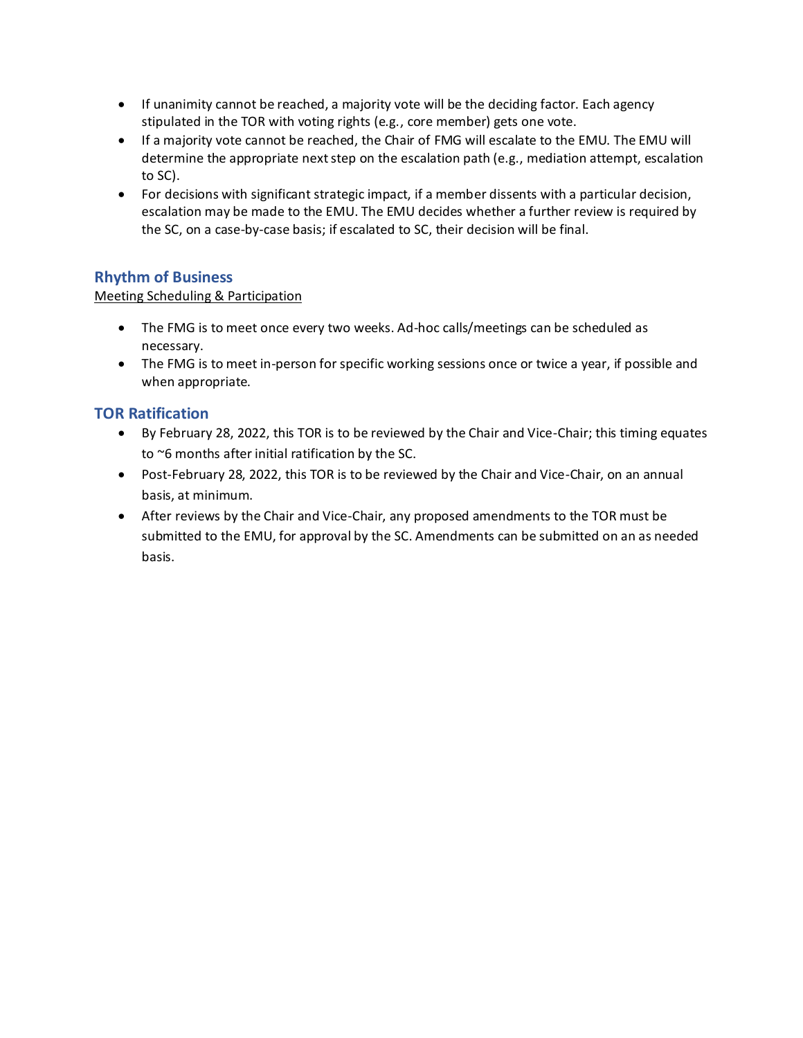- If unanimity cannot be reached, a majority vote will be the deciding factor. Each agency stipulated in the TOR with voting rights (e.g., core member) gets one vote.
- If a majority vote cannot be reached, the Chair of FMG will escalate to the EMU. The EMU will determine the appropriate next step on the escalation path (e.g., mediation attempt, escalation to SC).
- For decisions with significant strategic impact, if a member dissents with a particular decision, escalation may be made to the EMU. The EMU decides whether a further review is required by the SC, on a case-by-case basis; if escalated to SC, their decision will be final.

## Rhythm of Business

Meeting Scheduling & Participation

- The FMG is to meet once every two weeks. Ad-hoc calls/meetings can be scheduled as necessary.
- The FMG is to meet in-person for specific working sessions once or twice a year, if possible and when appropriate.

## TOR Ratification

- By February 28, 2022, this TOR is to be reviewed by the Chair and Vice-Chair; this timing equates to ~6 months after initial ratification by the SC.
- Post-February 28, 2022, this TOR is to be reviewed by the Chair and Vice-Chair, on an annual basis, at minimum.
- After reviews by the Chair and Vice-Chair, any proposed amendments to the TOR must be submitted to the EMU, for approval by the SC. Amendments can be submitted on an as needed basis.